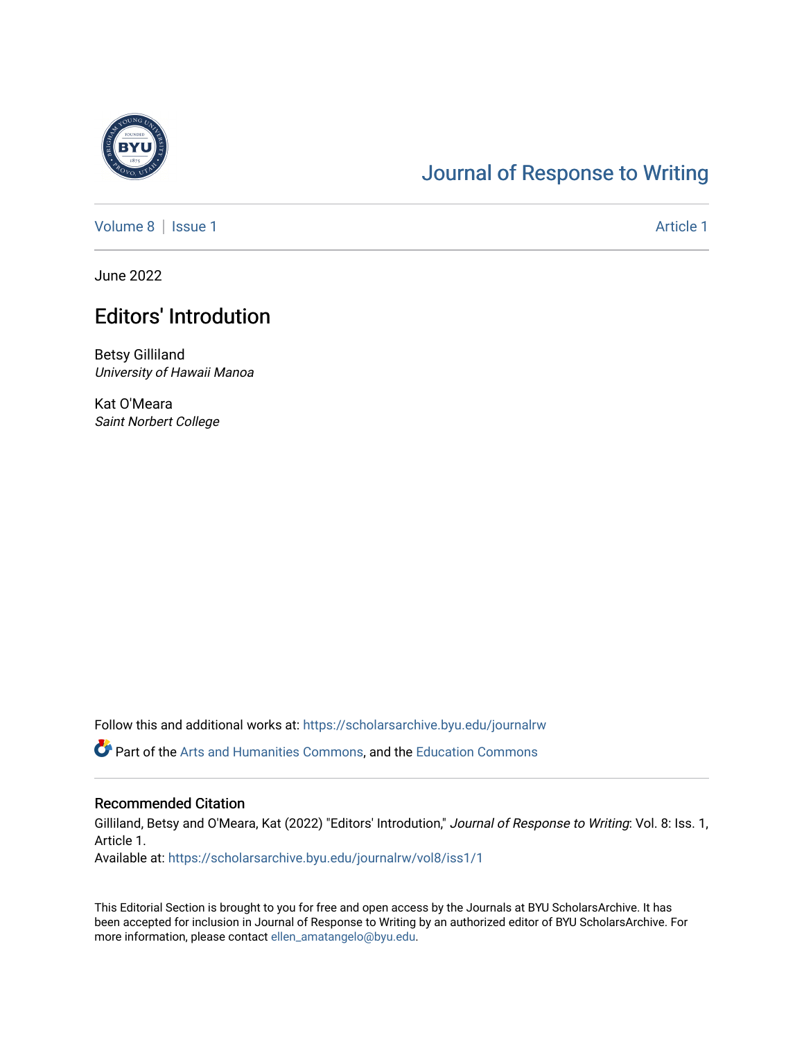# Journal of Response to Writing

Volume 8 | Issue 1 Article 1

June 2022

## Editors' Introdution

Betsy Gilliland
*University of Hawaii Manoa*

Kat O'Meara
*Saint Norbert College*

Follow this and additional works at: https://scholarsarchive.byu.edu/journalrw

Part of the Arts and Humanities Commons, and the Education Commons

### Recommended Citation

Gilliland, Betsy and O'Meara, Kat (2022) "Editors' Introdution," *Journal of Response to Writing*: Vol. 8: Iss. 1, Article 1.
Available at: https://scholarsarchive.byu.edu/journalrw/vol8/iss1/1

This Editorial Section is brought to you for free and open access by the Journals at BYU ScholarsArchive. It has been accepted for inclusion in Journal of Response to Writing by an authorized editor of BYU ScholarsArchive. For more information, please contact ellen_amatangelo@byu.edu.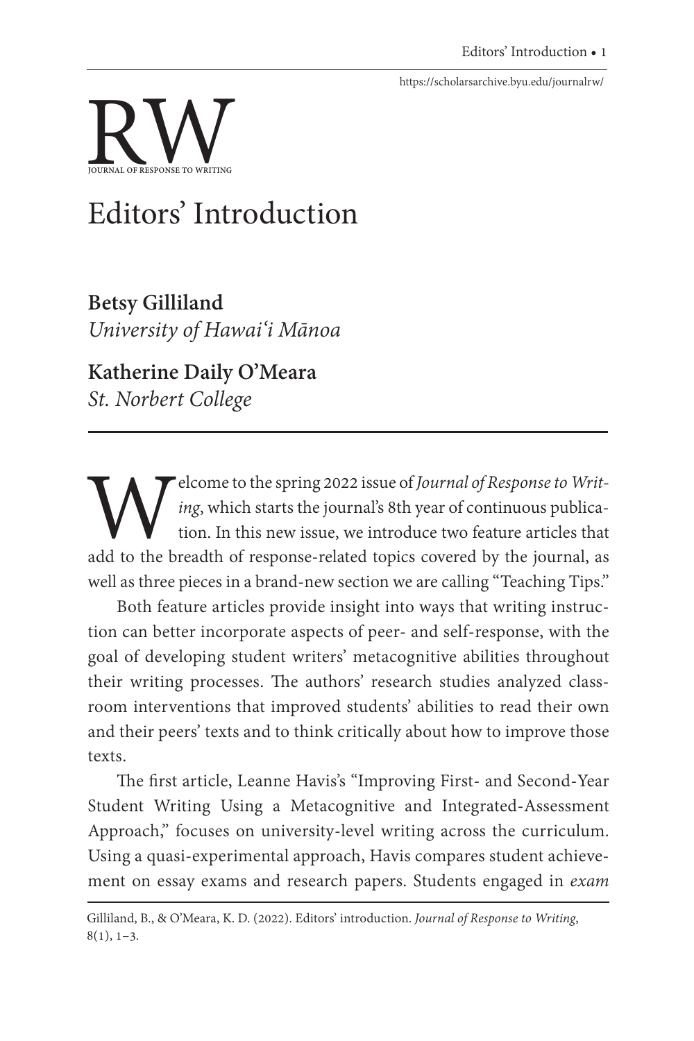# Editors' Introduction

**Betsy Gilliland**
*University of Hawai'i Mānoa*

**Katherine Daily O'Meara**
*St. Norbert College*

Welcome to the spring 2022 issue of *Journal of Response to Writing*, which starts the journal's 8th year of continuous publication. In this new issue, we introduce two feature articles that add to the breadth of response-related topics covered by the journal, as well as three pieces in a brand-new section we are calling "Teaching Tips."

Both feature articles provide insight into ways that writing instruction can better incorporate aspects of peer- and self-response, with the goal of developing student writers' metacognitive abilities throughout their writing processes. The authors' research studies analyzed classroom interventions that improved students' abilities to read their own and their peers' texts and to think critically about how to improve those texts.

The first article, Leanne Havis's "Improving First- and Second-Year Student Writing Using a Metacognitive and Integrated-Assessment Approach," focuses on university-level writing across the curriculum. Using a quasi-experimental approach, Havis compares student achievement on essay exams and research papers. Students engaged in *exam*

Gilliland, B., & O'Meara, K. D. (2022). Editors' introduction. *Journal of Response to Writing*, 8(1), 1–3.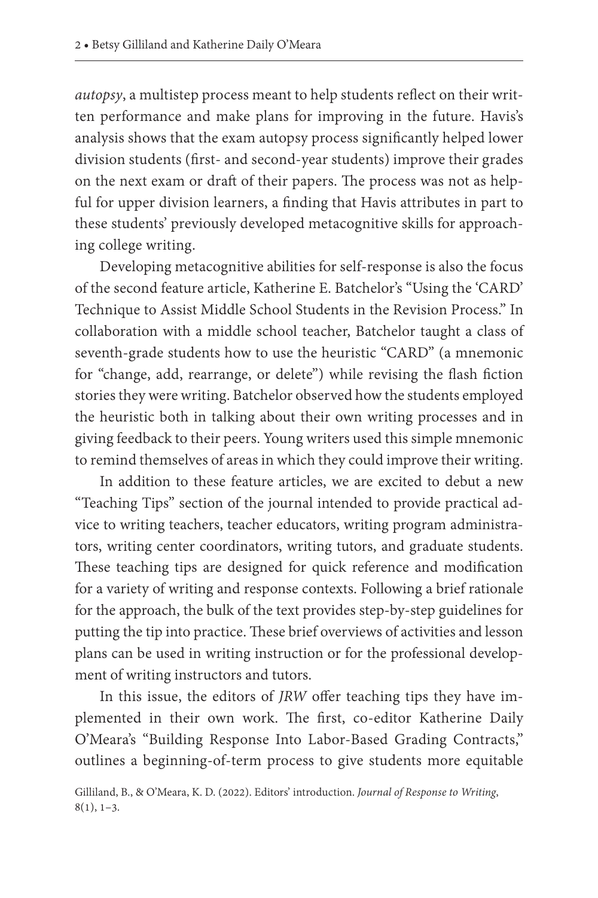*autopsy*, a multistep process meant to help students reflect on their written performance and make plans for improving in the future. Havis's analysis shows that the exam autopsy process significantly helped lower division students (first- and second-year students) improve their grades on the next exam or draft of their papers. The process was not as helpful for upper division learners, a finding that Havis attributes in part to these students' previously developed metacognitive skills for approaching college writing.

Developing metacognitive abilities for self-response is also the focus of the second feature article, Katherine E. Batchelor's "Using the 'CARD' Technique to Assist Middle School Students in the Revision Process." In collaboration with a middle school teacher, Batchelor taught a class of seventh-grade students how to use the heuristic "CARD" (a mnemonic for "change, add, rearrange, or delete") while revising the flash fiction stories they were writing. Batchelor observed how the students employed the heuristic both in talking about their own writing processes and in giving feedback to their peers. Young writers used this simple mnemonic to remind themselves of areas in which they could improve their writing.

In addition to these feature articles, we are excited to debut a new "Teaching Tips" section of the journal intended to provide practical advice to writing teachers, teacher educators, writing program administrators, writing center coordinators, writing tutors, and graduate students. These teaching tips are designed for quick reference and modification for a variety of writing and response contexts. Following a brief rationale for the approach, the bulk of the text provides step-by-step guidelines for putting the tip into practice. These brief overviews of activities and lesson plans can be used in writing instruction or for the professional development of writing instructors and tutors.

In this issue, the editors of *JRW* offer teaching tips they have implemented in their own work. The first, co-editor Katherine Daily O'Meara's "Building Response Into Labor-Based Grading Contracts," outlines a beginning-of-term process to give students more equitable

Gilliland, B., & O'Meara, K. D. (2022). Editors' introduction. *Journal of Response to Writing*, 8(1), 1–3.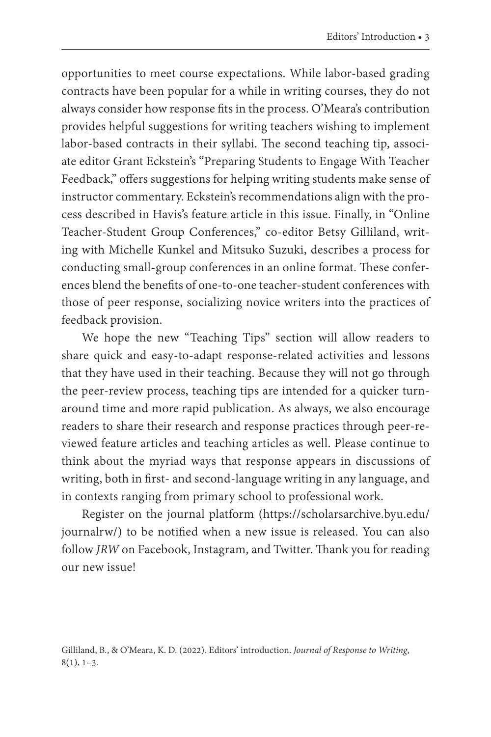opportunities to meet course expectations. While labor-based grading contracts have been popular for a while in writing courses, they do not always consider how response fits in the process. O'Meara's contribution provides helpful suggestions for writing teachers wishing to implement labor-based contracts in their syllabi. The second teaching tip, associate editor Grant Eckstein's "Preparing Students to Engage With Teacher Feedback," offers suggestions for helping writing students make sense of instructor commentary. Eckstein's recommendations align with the process described in Havis's feature article in this issue. Finally, in "Online Teacher-Student Group Conferences," co-editor Betsy Gilliland, writing with Michelle Kunkel and Mitsuko Suzuki, describes a process for conducting small-group conferences in an online format. These conferences blend the benefits of one-to-one teacher-student conferences with those of peer response, socializing novice writers into the practices of feedback provision.

We hope the new "Teaching Tips" section will allow readers to share quick and easy-to-adapt response-related activities and lessons that they have used in their teaching. Because they will not go through the peer-review process, teaching tips are intended for a quicker turnaround time and more rapid publication. As always, we also encourage readers to share their research and response practices through peer-reviewed feature articles and teaching articles as well. Please continue to think about the myriad ways that response appears in discussions of writing, both in first- and second-language writing in any language, and in contexts ranging from primary school to professional work.

Register on the journal platform (https://scholarsarchive.byu.edu/journalrw/) to be notified when a new issue is released. You can also follow *JRW* on Facebook, Instagram, and Twitter. Thank you for reading our new issue!

Gilliland, B., & O'Meara, K. D. (2022). Editors' introduction. *Journal of Response to Writing*, 8(1), 1–3.